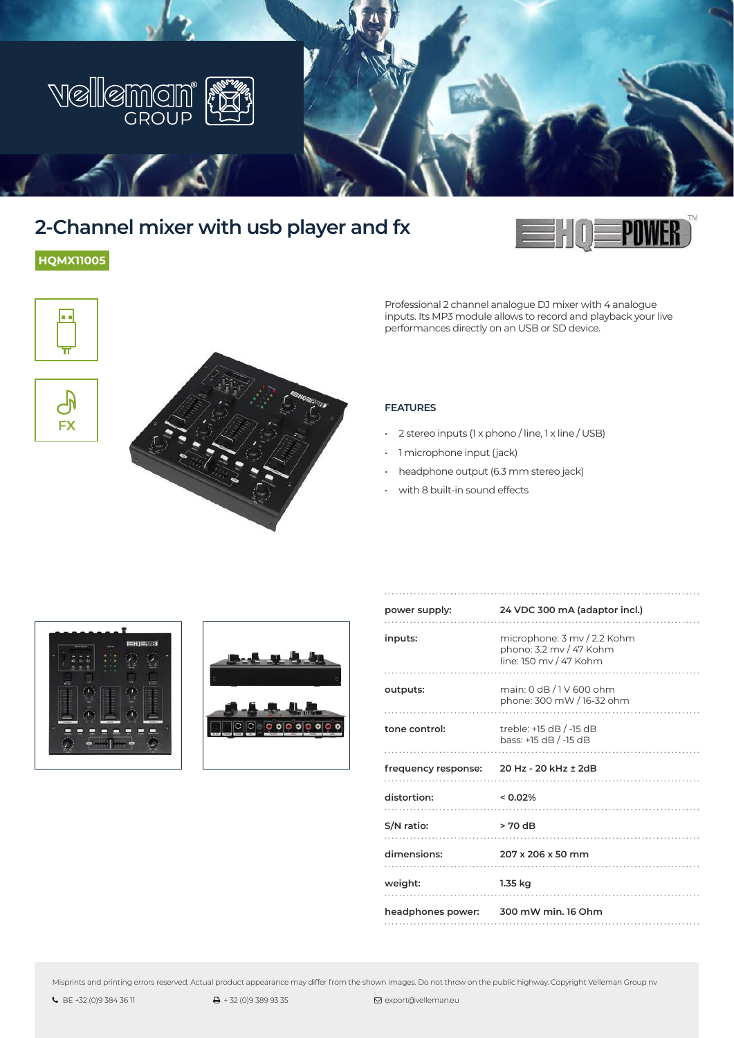# 2-Channel mixer with usb player and fx

**HQMX11005**

FX

Professional 2 channel analogue DJ mixer with 4 analogue inputs. Its MP3 module allows to record and playback your live performances directly on an USB or SD device.

## FEATURES

- 2 stereo inputs (1 x phono / line, 1 x line / USB)
- 1 microphone input (jack)
- headphone output (6.3 mm stereo jack)
- with 8 built-in sound effects

| | |
|---|---|
| **power supply:** | **24 VDC 300 mA (adaptor incl.)** |
| **inputs:** | microphone: 3 mv / 2.2 Kohm<br>phono: 3.2 mv / 47 Kohm<br>line: 150 mv / 47 Kohm |
| **outputs:** | main: 0 dB / 1 V 600 ohm<br>phone: 300 mW / 16-32 ohm |
| **tone control:** | treble: +15 dB / -15 dB<br>bass: +15 dB / -15 dB |
| **frequency response:** | **20 Hz - 20 kHz ± 2dB** |
| **distortion:** | **< 0.02%** |
| **S/N ratio:** | **> 70 dB** |
| **dimensions:** | **207 x 206 x 50 mm** |
| **weight:** | **1.35 kg** |
| **headphones power:** | **300 mW min. 16 Ohm** |

Misprints and printing errors reserved. Actual product appearance may differ from the shown images. Do not throw on the public highway. Copyright Velleman Group nv

BE +32 (0)9 384 36 11 + 32 (0)9 389 93 35 export@velleman.eu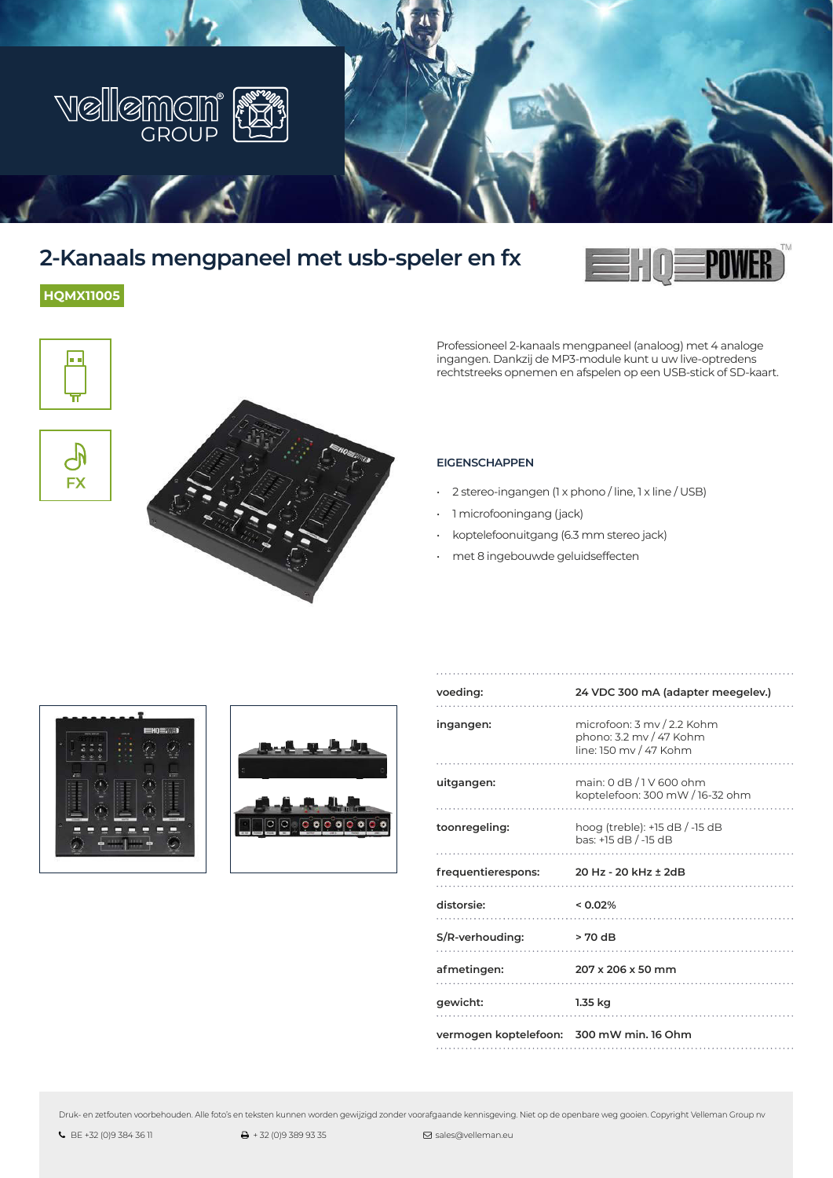# 2-Kanaals mengpaneel met usb-speler en fx

**HQMX11005**

Professioneel 2-kanaals mengpaneel (analoog) met 4 analoge ingangen. Dankzij de MP3-module kunt u uw live-optredens rechtstreeks opnemen en afspelen op een USB-stick of SD-kaart.

## EIGENSCHAPPEN

- 2 stereo-ingangen (1 x phono / line, 1 x line / USB)
- 1 microfooningang (jack)
- koptelefoonuitgang (6.3 mm stereo jack)
- met 8 ingebouwde geluidseffecten

| | |
|---|---|
| **voeding:** | **24 VDC 300 mA (adapter meegelev.)** |
| **ingangen:** | microfoon: 3 mv / 2.2 Kohm<br>phono: 3.2 mv / 47 Kohm<br>line: 150 mv / 47 Kohm |
| **uitgangen:** | main: 0 dB / 1 V 600 ohm<br>koptelefoon: 300 mW / 16-32 ohm |
| **toonregeling:** | hoog (treble): +15 dB / -15 dB<br>bas: +15 dB / -15 dB |
| **frequentierespons:** | **20 Hz - 20 kHz ± 2dB** |
| **distorsie:** | **< 0.02%** |
| **S/R-verhouding:** | **> 70 dB** |
| **afmetingen:** | **207 x 206 x 50 mm** |
| **gewicht:** | **1.35 kg** |
| **vermogen koptelefoon:** | **300 mW min. 16 Ohm** |

Druk- en zetfouten voorbehouden. Alle foto's en teksten kunnen worden gewijzigd zonder voorafgaande kennisgeving. Niet op de openbare weg gooien. Copyright Velleman Group nv

BE +32 (0)9 384 36 11 + 32 (0)9 389 93 35 sales@velleman.eu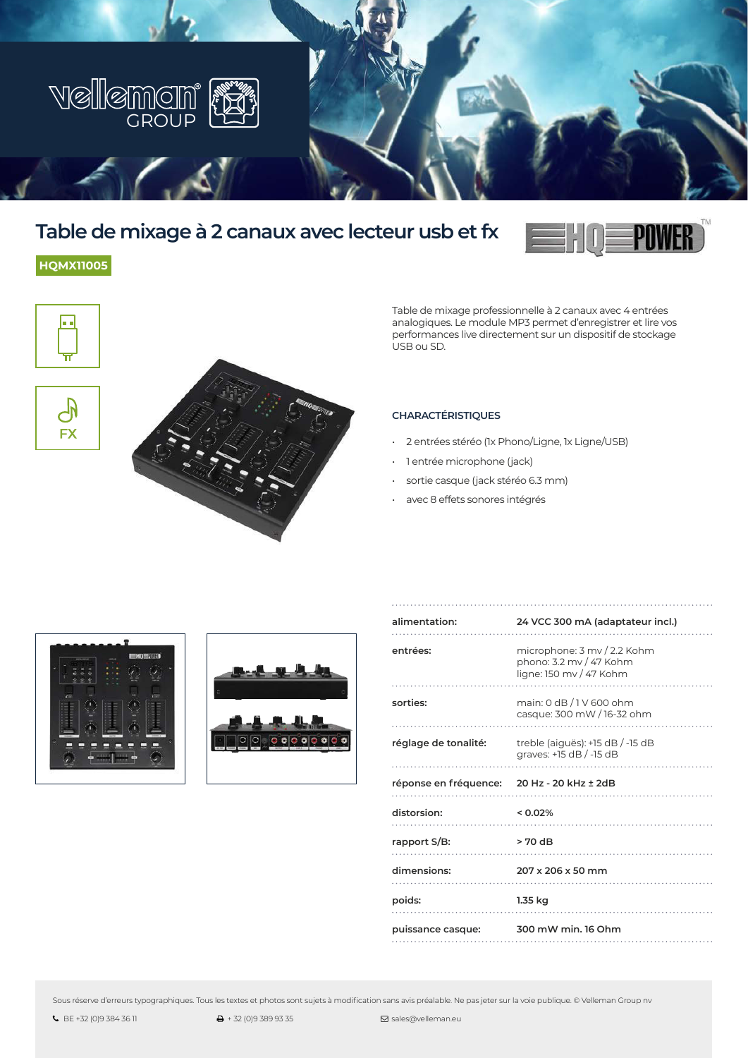# Table de mixage à 2 canaux avec lecteur usb et fx

**HQMX11005**

FX

Table de mixage professionnelle à 2 canaux avec 4 entrées analogiques. Le module MP3 permet d'enregistrer et lire vos performances live directement sur un dispositif de stockage USB ou SD.

## CHARACTÉRISTIQUES

- 2 entrées stéréo (1x Phono/Ligne, 1x Ligne/USB)
- 1 entrée microphone (jack)
- sortie casque (jack stéréo 6.3 mm)
- avec 8 effets sonores intégrés

| | |
|---|---|
| **alimentation:** | **24 VCC 300 mA (adaptateur incl.)** |
| **entrées:** | microphone: 3 mv / 2.2 Kohm<br>phono: 3.2 mv / 47 Kohm<br>ligne: 150 mv / 47 Kohm |
| **sorties:** | main: 0 dB / 1 V 600 ohm<br>casque: 300 mW / 16-32 ohm |
| **réglage de tonalité:** | treble (aiguës): +15 dB / -15 dB<br>graves: +15 dB / -15 dB |
| **réponse en fréquence:** | **20 Hz - 20 kHz ± 2dB** |
| **distorsion:** | **< 0.02%** |
| **rapport S/B:** | **> 70 dB** |
| **dimensions:** | **207 x 206 x 50 mm** |
| **poids:** | **1.35 kg** |
| **puissance casque:** | **300 mW min. 16 Ohm** |

Sous réserve d'erreurs typographiques. Tous les textes et photos sont sujets à modification sans avis préalable. Ne pas jeter sur la voie publique. © Velleman Group nv

BE +32 (0)9 384 36 11 | + 32 (0)9 389 93 35 | sales@velleman.eu